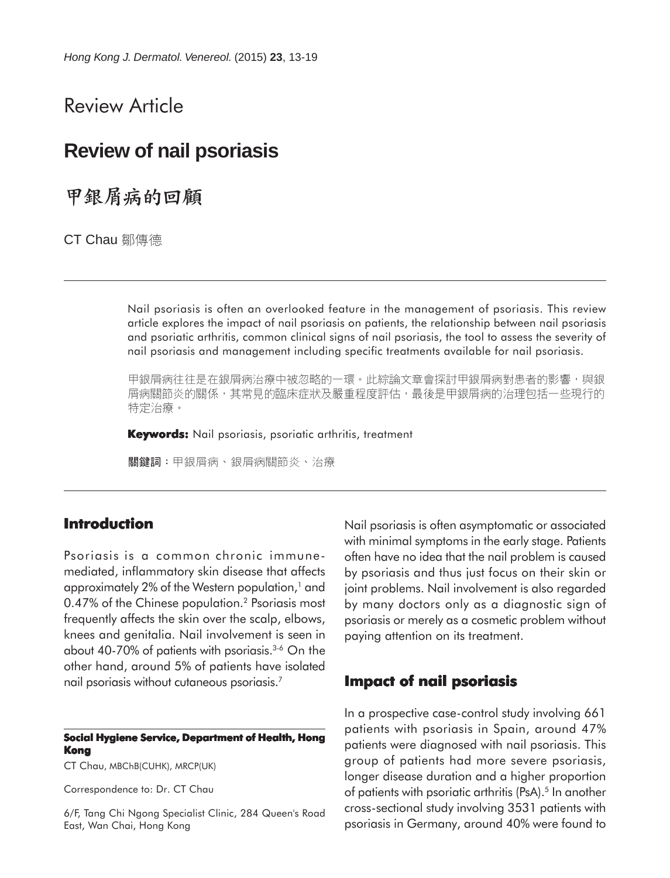Review Article

# Review of nail psoriasis

# 甲銀屑病的回顧

CT Chau 鄒傳德

Nail psoriasis is often an overlooked feature in the management of psoriasis. This review article explores the impact of nail psoriasis on patients, the relationship between nail psoriasis and psoriatic arthritis, common clinical signs of nail psoriasis, the tool to assess the severity of nail psoriasis and management including specific treatments available for nail psoriasis.

甲銀屑病往往是在銀屑病治療中被忽略的一環。此綜論文章會探討甲銀屑病對患者的影響，與銀屑病關節炎的關係，其常見的臨床症狀及嚴重程度評估，最後是甲銀屑病的治理包括一些現行的特定治療。

**Keywords:** Nail psoriasis, psoriatic arthritis, treatment

**關鍵詞**：甲銀屑病、銀屑病關節炎、治療

## Introduction

Psoriasis is a common chronic immune-mediated, inflammatory skin disease that affects approximately 2% of the Western population,[1] and 0.47% of the Chinese population.[2] Psoriasis most frequently affects the skin over the scalp, elbows, knees and genitalia. Nail involvement is seen in about 40-70% of patients with psoriasis.[3-6] On the other hand, around 5% of patients have isolated nail psoriasis without cutaneous psoriasis.[7]

**Social Hygiene Service, Department of Health, Hong Kong**

CT Chau, MBChB(CUHK), MRCP(UK)

Correspondence to: Dr. CT Chau

6/F, Tang Chi Ngong Specialist Clinic, 284 Queen's Road East, Wan Chai, Hong Kong

Nail psoriasis is often asymptomatic or associated with minimal symptoms in the early stage. Patients often have no idea that the nail problem is caused by psoriasis and thus just focus on their skin or joint problems. Nail involvement is also regarded by many doctors only as a diagnostic sign of psoriasis or merely as a cosmetic problem without paying attention on its treatment.

## Impact of nail psoriasis

In a prospective case-control study involving 661 patients with psoriasis in Spain, around 47% patients were diagnosed with nail psoriasis. This group of patients had more severe psoriasis, longer disease duration and a higher proportion of patients with psoriatic arthritis (PsA).[5] In another cross-sectional study involving 3531 patients with psoriasis in Germany, around 40% were found to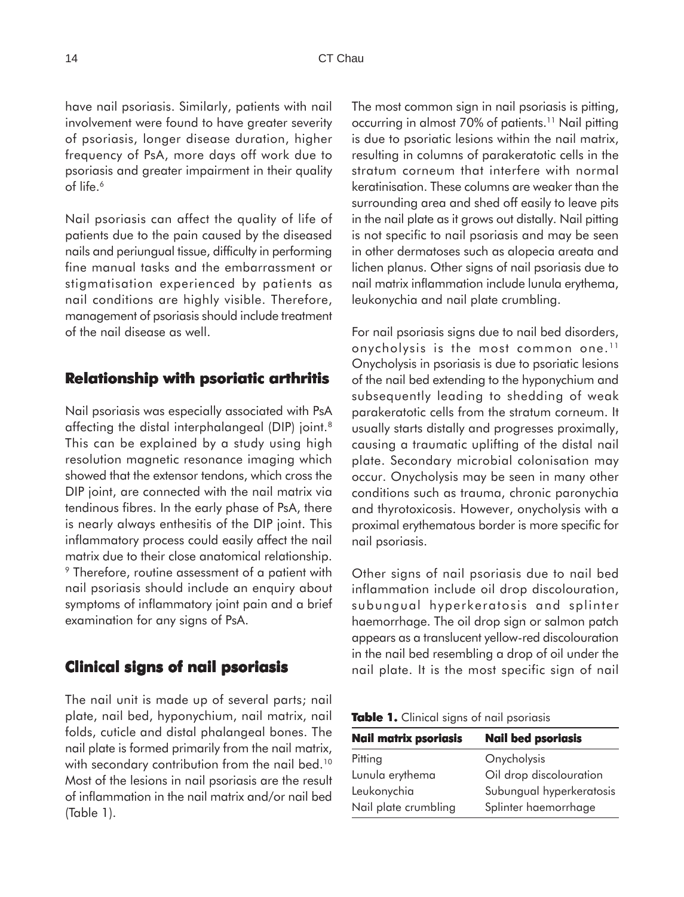have nail psoriasis. Similarly, patients with nail involvement were found to have greater severity of psoriasis, longer disease duration, higher frequency of PsA, more days off work due to psoriasis and greater impairment in their quality of life.[6]

Nail psoriasis can affect the quality of life of patients due to the pain caused by the diseased nails and periungual tissue, difficulty in performing fine manual tasks and the embarrassment or stigmatisation experienced by patients as nail conditions are highly visible. Therefore, management of psoriasis should include treatment of the nail disease as well.

## Relationship with psoriatic arthritis

Nail psoriasis was especially associated with PsA affecting the distal interphalangeal (DIP) joint.[8] This can be explained by a study using high resolution magnetic resonance imaging which showed that the extensor tendons, which cross the DIP joint, are connected with the nail matrix via tendinous fibres. In the early phase of PsA, there is nearly always enthesitis of the DIP joint. This inflammatory process could easily affect the nail matrix due to their close anatomical relationship.[9] Therefore, routine assessment of a patient with nail psoriasis should include an enquiry about symptoms of inflammatory joint pain and a brief examination for any signs of PsA.

## Clinical signs of nail psoriasis

The nail unit is made up of several parts; nail plate, nail bed, hyponychium, nail matrix, nail folds, cuticle and distal phalangeal bones. The nail plate is formed primarily from the nail matrix, with secondary contribution from the nail bed.[10] Most of the lesions in nail psoriasis are the result of inflammation in the nail matrix and/or nail bed (Table 1).

The most common sign in nail psoriasis is pitting, occurring in almost 70% of patients.[11] Nail pitting is due to psoriatic lesions within the nail matrix, resulting in columns of parakeratotic cells in the stratum corneum that interfere with normal keratinisation. These columns are weaker than the surrounding area and shed off easily to leave pits in the nail plate as it grows out distally. Nail pitting is not specific to nail psoriasis and may be seen in other dermatoses such as alopecia areata and lichen planus. Other signs of nail psoriasis due to nail matrix inflammation include lunula erythema, leukonychia and nail plate crumbling.

For nail psoriasis signs due to nail bed disorders, onycholysis is the most common one.[11] Onycholysis in psoriasis is due to psoriatic lesions of the nail bed extending to the hyponychium and subsequently leading to shedding of weak parakeratotic cells from the stratum corneum. It usually starts distally and progresses proximally, causing a traumatic uplifting of the distal nail plate. Secondary microbial colonisation may occur. Onycholysis may be seen in many other conditions such as trauma, chronic paronychia and thyrotoxicosis. However, onycholysis with a proximal erythematous border is more specific for nail psoriasis.

Other signs of nail psoriasis due to nail bed inflammation include oil drop discolouration, subungual hyperkeratosis and splinter haemorrhage. The oil drop sign or salmon patch appears as a translucent yellow-red discolouration in the nail bed resembling a drop of oil under the nail plate. It is the most specific sign of nail

**Table 1.** Clinical signs of nail psoriasis

| Nail matrix psoriasis | Nail bed psoriasis |
|---|---|
| Pitting | Onycholysis |
| Lunula erythema | Oil drop discolouration |
| Leukonychia | Subungual hyperkeratosis |
| Nail plate crumbling | Splinter haemorrhage |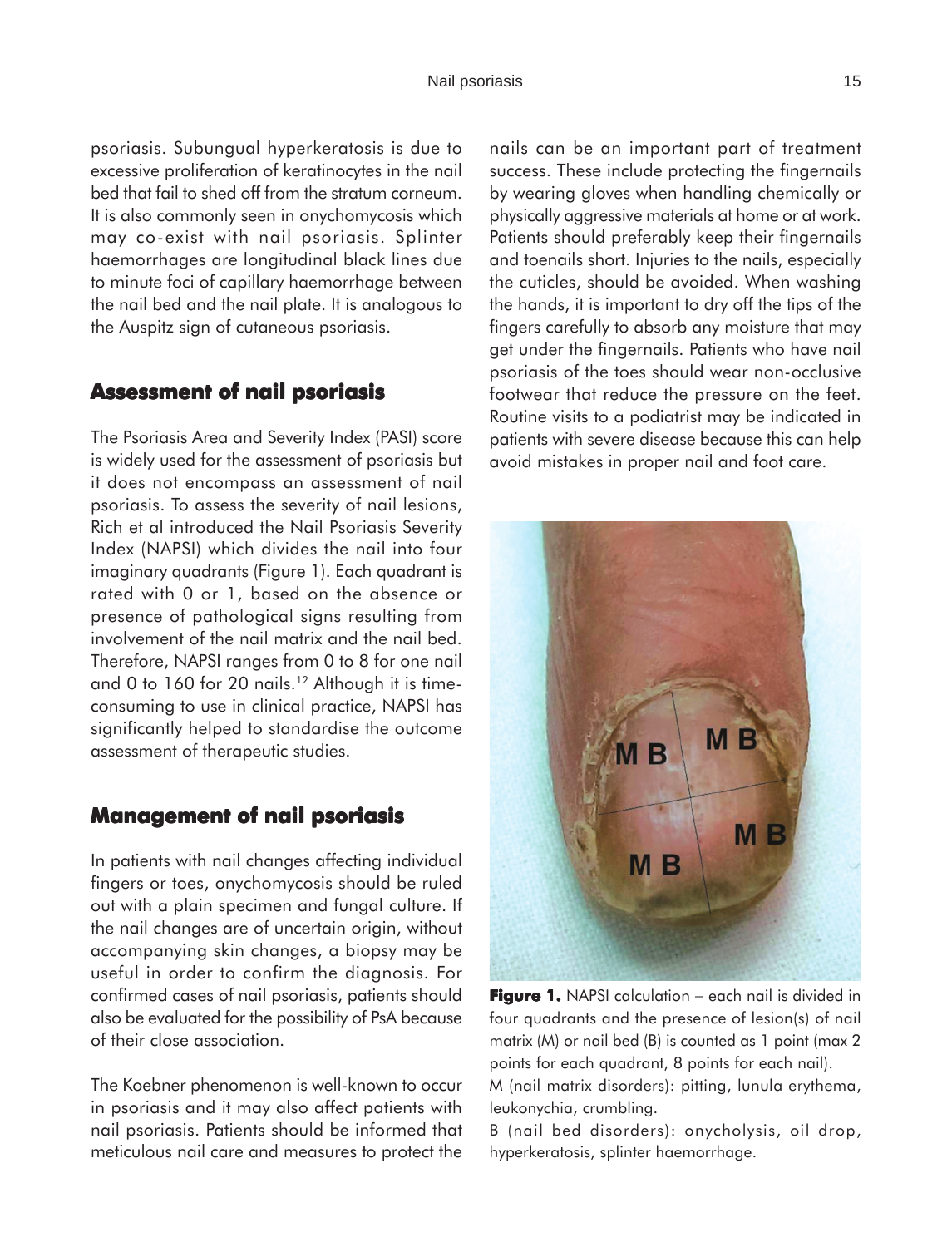psoriasis. Subungual hyperkeratosis is due to excessive proliferation of keratinocytes in the nail bed that fail to shed off from the stratum corneum. It is also commonly seen in onychomycosis which may co-exist with nail psoriasis. Splinter haemorrhages are longitudinal black lines due to minute foci of capillary haemorrhage between the nail bed and the nail plate. It is analogous to the Auspitz sign of cutaneous psoriasis.

## Assessment of nail psoriasis

The Psoriasis Area and Severity Index (PASI) score is widely used for the assessment of psoriasis but it does not encompass an assessment of nail psoriasis. To assess the severity of nail lesions, Rich et al introduced the Nail Psoriasis Severity Index (NAPSI) which divides the nail into four imaginary quadrants (Figure 1). Each quadrant is rated with 0 or 1, based on the absence or presence of pathological signs resulting from involvement of the nail matrix and the nail bed. Therefore, NAPSI ranges from 0 to 8 for one nail and 0 to 160 for 20 nails.[12] Although it is time-consuming to use in clinical practice, NAPSI has significantly helped to standardise the outcome assessment of therapeutic studies.

## Management of nail psoriasis

In patients with nail changes affecting individual fingers or toes, onychomycosis should be ruled out with a plain specimen and fungal culture. If the nail changes are of uncertain origin, without accompanying skin changes, a biopsy may be useful in order to confirm the diagnosis. For confirmed cases of nail psoriasis, patients should also be evaluated for the possibility of PsA because of their close association.

The Koebner phenomenon is well-known to occur in psoriasis and it may also affect patients with nail psoriasis. Patients should be informed that meticulous nail care and measures to protect the nails can be an important part of treatment success. These include protecting the fingernails by wearing gloves when handling chemically or physically aggressive materials at home or at work. Patients should preferably keep their fingernails and toenails short. Injuries to the nails, especially the cuticles, should be avoided. When washing the hands, it is important to dry off the tips of the fingers carefully to absorb any moisture that may get under the fingernails. Patients who have nail psoriasis of the toes should wear non-occlusive footwear that reduce the pressure on the feet. Routine visits to a podiatrist may be indicated in patients with severe disease because this can help avoid mistakes in proper nail and foot care.

**Figure 1.** NAPSI calculation – each nail is divided in four quadrants and the presence of lesion(s) of nail matrix (M) or nail bed (B) is counted as 1 point (max 2 points for each quadrant, 8 points for each nail).
M (nail matrix disorders): pitting, lunula erythema, leukonychia, crumbling.
B (nail bed disorders): onycholysis, oil drop, hyperkeratosis, splinter haemorrhage.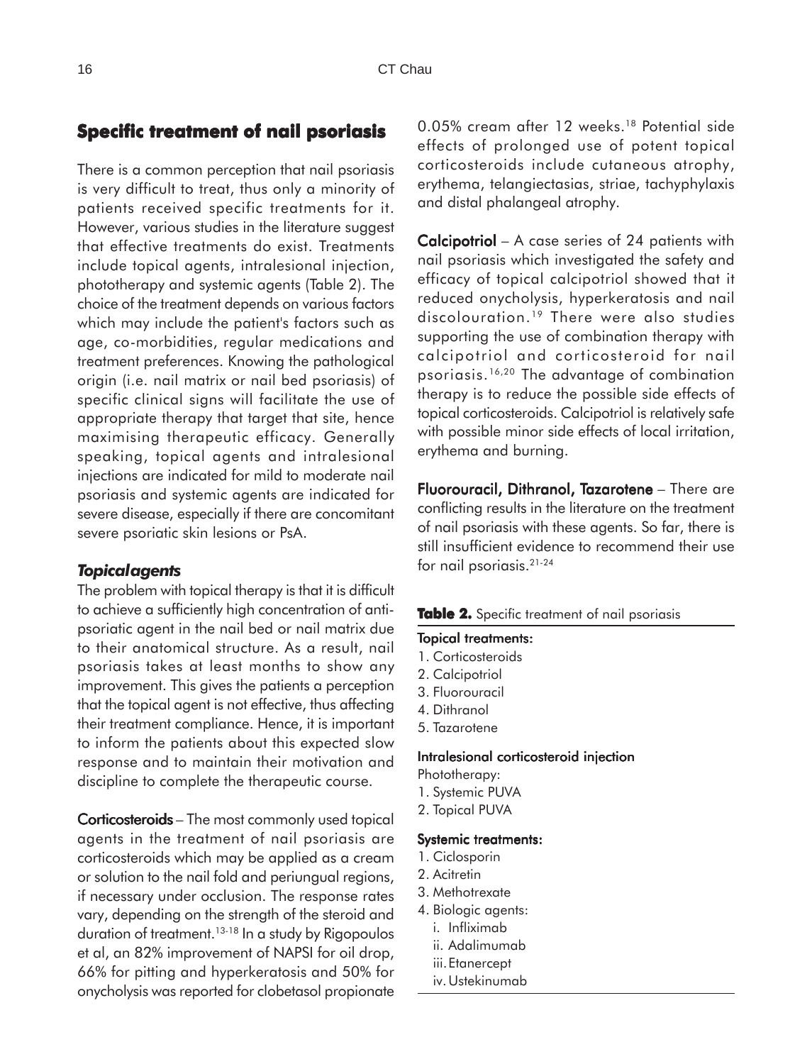## Specific treatment of nail psoriasis

There is a common perception that nail psoriasis is very difficult to treat, thus only a minority of patients received specific treatments for it. However, various studies in the literature suggest that effective treatments do exist. Treatments include topical agents, intralesional injection, phototherapy and systemic agents (Table 2). The choice of the treatment depends on various factors which may include the patient's factors such as age, co-morbidities, regular medications and treatment preferences. Knowing the pathological origin (i.e. nail matrix or nail bed psoriasis) of specific clinical signs will facilitate the use of appropriate therapy that target that site, hence maximising therapeutic efficacy. Generally speaking, topical agents and intralesional injections are indicated for mild to moderate nail psoriasis and systemic agents are indicated for severe disease, especially if there are concomitant severe psoriatic skin lesions or PsA.

### *Topical agents*

The problem with topical therapy is that it is difficult to achieve a sufficiently high concentration of anti-psoriatic agent in the nail bed or nail matrix due to their anatomical structure. As a result, nail psoriasis takes at least months to show any improvement. This gives the patients a perception that the topical agent is not effective, thus affecting their treatment compliance. Hence, it is important to inform the patients about this expected slow response and to maintain their motivation and discipline to complete the therapeutic course.

**Corticosteroids** – The most commonly used topical agents in the treatment of nail psoriasis are corticosteroids which may be applied as a cream or solution to the nail fold and periungual regions, if necessary under occlusion. The response rates vary, depending on the strength of the steroid and duration of treatment.[13-18] In a study by Rigopoulos et al, an 82% improvement of NAPSI for oil drop, 66% for pitting and hyperkeratosis and 50% for onycholysis was reported for clobetasol propionate 0.05% cream after 12 weeks.[18] Potential side effects of prolonged use of potent topical corticosteroids include cutaneous atrophy, erythema, telangiectasias, striae, tachyphylaxis and distal phalangeal atrophy.

**Calcipotriol** – A case series of 24 patients with nail psoriasis which investigated the safety and efficacy of topical calcipotriol showed that it reduced onycholysis, hyperkeratosis and nail discolouration.[19] There were also studies supporting the use of combination therapy with calcipotriol and corticosteroid for nail psoriasis.[16,20] The advantage of combination therapy is to reduce the possible side effects of topical corticosteroids. Calcipotriol is relatively safe with possible minor side effects of local irritation, erythema and burning.

**Fluorouracil, Dithranol, Tazarotene** – There are conflicting results in the literature on the treatment of nail psoriasis with these agents. So far, there is still insufficient evidence to recommend their use for nail psoriasis.[21-24]

**Table 2.** Specific treatment of nail psoriasis

**Topical treatments:**
1. Corticosteroids
2. Calcipotriol
3. Fluorouracil
4. Dithranol
5. Tazarotene

**Intralesional corticosteroid injection**

Phototherapy:
1. Systemic PUVA
2. Topical PUVA

**Systemic treatments:**
1. Ciclosporin
2. Acitretin
3. Methotrexate
4. Biologic agents:
   i. Infliximab
   ii. Adalimumab
   iii. Etanercept
   iv. Ustekinumab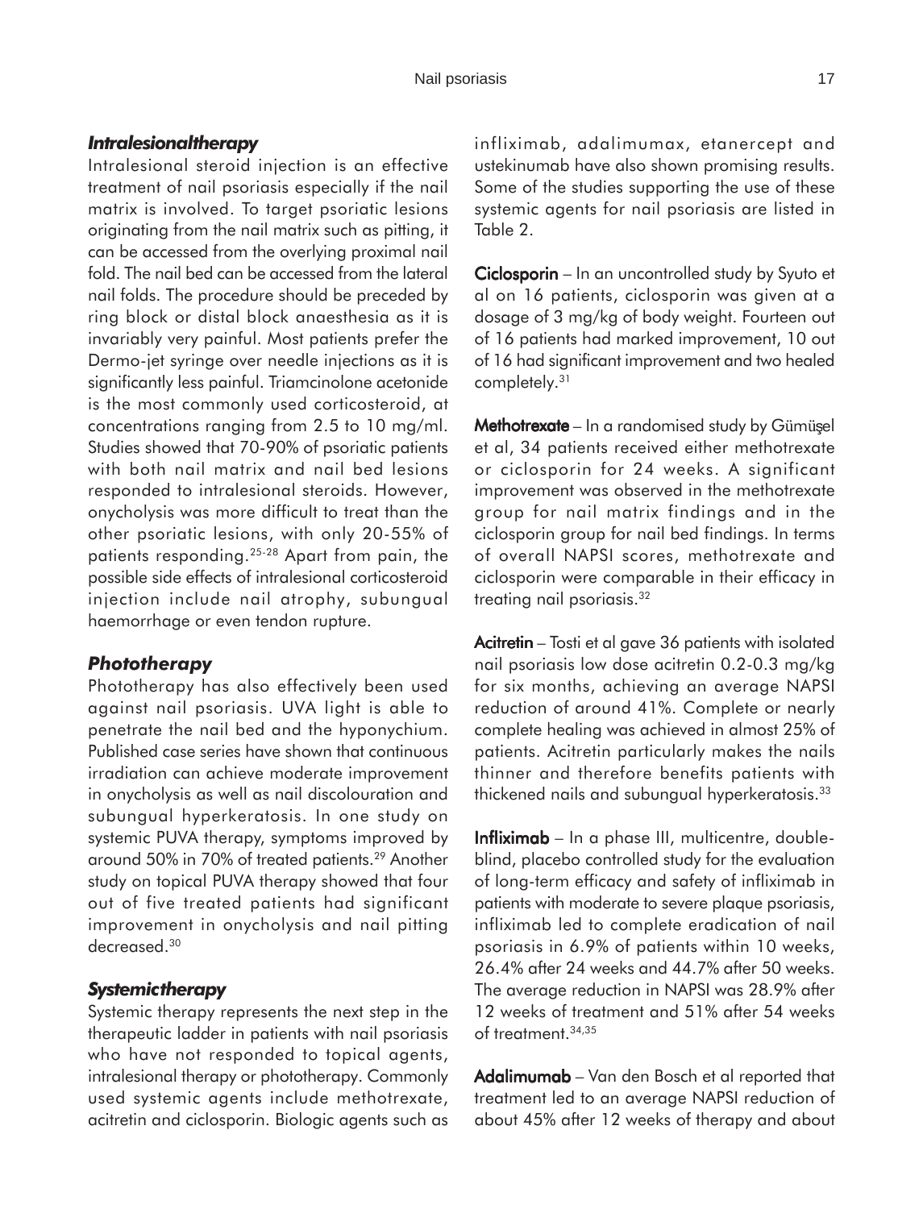### *Intralesionaltherapy*

Intralesional steroid injection is an effective treatment of nail psoriasis especially if the nail matrix is involved. To target psoriatic lesions originating from the nail matrix such as pitting, it can be accessed from the overlying proximal nail fold. The nail bed can be accessed from the lateral nail folds. The procedure should be preceded by ring block or distal block anaesthesia as it is invariably very painful. Most patients prefer the Dermo-jet syringe over needle injections as it is significantly less painful. Triamcinolone acetonide is the most commonly used corticosteroid, at concentrations ranging from 2.5 to 10 mg/ml. Studies showed that 70-90% of psoriatic patients with both nail matrix and nail bed lesions responded to intralesional steroids. However, onycholysis was more difficult to treat than the other psoriatic lesions, with only 20-55% of patients responding.[25-28] Apart from pain, the possible side effects of intralesional corticosteroid injection include nail atrophy, subungual haemorrhage or even tendon rupture.

### *Phototherapy*

Phototherapy has also effectively been used against nail psoriasis. UVA light is able to penetrate the nail bed and the hyponychium. Published case series have shown that continuous irradiation can achieve moderate improvement in onycholysis as well as nail discolouration and subungual hyperkeratosis. In one study on systemic PUVA therapy, symptoms improved by around 50% in 70% of treated patients.[29] Another study on topical PUVA therapy showed that four out of five treated patients had significant improvement in onycholysis and nail pitting decreased.[30]

### *Systemictherapy*

Systemic therapy represents the next step in the therapeutic ladder in patients with nail psoriasis who have not responded to topical agents, intralesional therapy or phototherapy. Commonly used systemic agents include methotrexate, acitretin and ciclosporin. Biologic agents such as infliximab, adalimumax, etanercept and ustekinumab have also shown promising results. Some of the studies supporting the use of these systemic agents for nail psoriasis are listed in Table 2.

**Ciclosporin** – In an uncontrolled study by Syuto et al on 16 patients, ciclosporin was given at a dosage of 3 mg/kg of body weight. Fourteen out of 16 patients had marked improvement, 10 out of 16 had significant improvement and two healed completely.[31]

**Methotrexate** – In a randomised study by Gümüşel et al, 34 patients received either methotrexate or ciclosporin for 24 weeks. A significant improvement was observed in the methotrexate group for nail matrix findings and in the ciclosporin group for nail bed findings. In terms of overall NAPSI scores, methotrexate and ciclosporin were comparable in their efficacy in treating nail psoriasis.[32]

**Acitretin** – Tosti et al gave 36 patients with isolated nail psoriasis low dose acitretin 0.2-0.3 mg/kg for six months, achieving an average NAPSI reduction of around 41%. Complete or nearly complete healing was achieved in almost 25% of patients. Acitretin particularly makes the nails thinner and therefore benefits patients with thickened nails and subungual hyperkeratosis.[33]

**Infliximab** – In a phase III, multicentre, double-blind, placebo controlled study for the evaluation of long-term efficacy and safety of infliximab in patients with moderate to severe plaque psoriasis, infliximab led to complete eradication of nail psoriasis in 6.9% of patients within 10 weeks, 26.4% after 24 weeks and 44.7% after 50 weeks. The average reduction in NAPSI was 28.9% after 12 weeks of treatment and 51% after 54 weeks of treatment.[34,35]

**Adalimumab** – Van den Bosch et al reported that treatment led to an average NAPSI reduction of about 45% after 12 weeks of therapy and about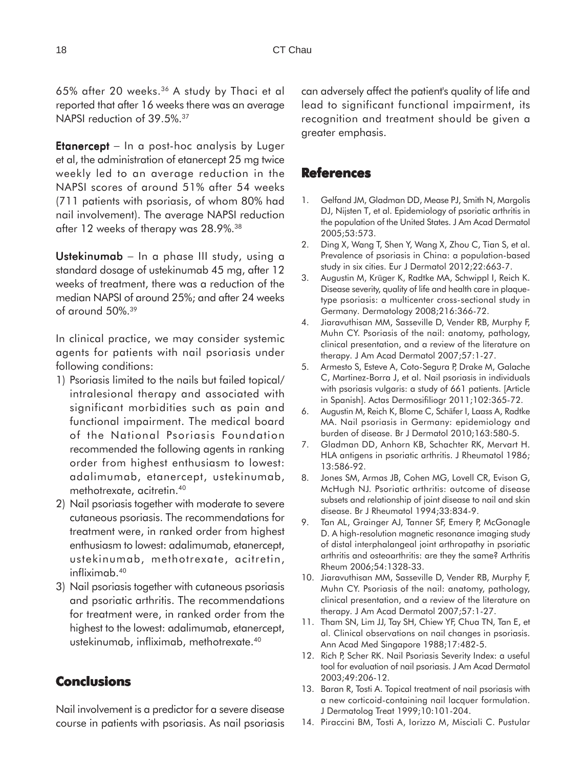65% after 20 weeks.[36] A study by Thaci et al reported that after 16 weeks there was an average NAPSI reduction of 39.5%.[37]

**Etanercept** – In a post-hoc analysis by Luger et al, the administration of etanercept 25 mg twice weekly led to an average reduction in the NAPSI scores of around 51% after 54 weeks (711 patients with psoriasis, of whom 80% had nail involvement). The average NAPSI reduction after 12 weeks of therapy was 28.9%.[38]

**Ustekinumab** – In a phase III study, using a standard dosage of ustekinumab 45 mg, after 12 weeks of treatment, there was a reduction of the median NAPSI of around 25%; and after 24 weeks of around 50%.[39]

In clinical practice, we may consider systemic agents for patients with nail psoriasis under following conditions:

1) Psoriasis limited to the nails but failed topical/intralesional therapy and associated with significant morbidities such as pain and functional impairment. The medical board of the National Psoriasis Foundation recommended the following agents in ranking order from highest enthusiasm to lowest: adalimumab, etanercept, ustekinumab, methotrexate, acitretin.[40]
2) Nail psoriasis together with moderate to severe cutaneous psoriasis. The recommendations for treatment were, in ranked order from highest enthusiasm to lowest: adalimumab, etanercept, ustekinumab, methotrexate, acitretin, infliximab.[40]
3) Nail psoriasis together with cutaneous psoriasis and psoriatic arthritis. The recommendations for treatment were, in ranked order from the highest to the lowest: adalimumab, etanercept, ustekinumab, infliximab, methotrexate.[40]

## Conclusions

Nail involvement is a predictor for a severe disease course in patients with psoriasis. As nail psoriasis can adversely affect the patient's quality of life and lead to significant functional impairment, its recognition and treatment should be given a greater emphasis.

## References

1. Gelfand JM, Gladman DD, Mease PJ, Smith N, Margolis DJ, Nijsten T, et al. Epidemiology of psoriatic arthritis in the population of the United States. J Am Acad Dermatol 2005;53:573.
2. Ding X, Wang T, Shen Y, Wang X, Zhou C, Tian S, et al. Prevalence of psoriasis in China: a population-based study in six cities. Eur J Dermatol 2012;22:663-7.
3. Augustin M, Krüger K, Radtke MA, Schwippl I, Reich K. Disease severity, quality of life and health care in plaque-type psoriasis: a multicenter cross-sectional study in Germany. Dermatology 2008;216:366-72.
4. Jiaravuthisan MM, Sasseville D, Vender RB, Murphy F, Muhn CY. Psoriasis of the nail: anatomy, pathology, clinical presentation, and a review of the literature on therapy. J Am Acad Dermatol 2007;57:1-27.
5. Armesto S, Esteve A, Coto-Segura P, Drake M, Galache C, Martinez-Borra J, et al. Nail psoriasis in individuals with psoriasis vulgaris: a study of 661 patients. [Article in Spanish]. Actas Dermosifiliogr 2011;102:365-72.
6. Augustin M, Reich K, Blome C, Schäfer I, Laass A, Radtke MA. Nail psoriasis in Germany: epidemiology and burden of disease. Br J Dermatol 2010;163:580-5.
7. Gladman DD, Anhorn KB, Schachter RK, Mervart H. HLA antigens in psoriatic arthritis. J Rheumatol 1986; 13:586-92.
8. Jones SM, Armas JB, Cohen MG, Lovell CR, Evison G, McHugh NJ. Psoriatic arthritis: outcome of disease subsets and relationship of joint disease to nail and skin disease. Br J Rheumatol 1994;33:834-9.
9. Tan AL, Grainger AJ, Tanner SF, Emery P, McGonagle D. A high-resolution magnetic resonance imaging study of distal interphalangeal joint arthropathy in psoriatic arthritis and osteoarthritis: are they the same? Arthritis Rheum 2006;54:1328-33.
10. Jiaravuthisan MM, Sasseville D, Vender RB, Murphy F, Muhn CY. Psoriasis of the nail: anatomy, pathology, clinical presentation, and a review of the literature on therapy. J Am Acad Dermatol 2007;57:1-27.
11. Tham SN, Lim JJ, Tay SH, Chiew YF, Chua TN, Tan E, et al. Clinical observations on nail changes in psoriasis. Ann Acad Med Singapore 1988;17:482-5.
12. Rich P, Scher RK. Nail Psoriasis Severity Index: a useful tool for evaluation of nail psoriasis. J Am Acad Dermatol 2003;49:206-12.
13. Baran R, Tosti A. Topical treatment of nail psoriasis with a new corticoid-containing nail lacquer formulation. J Dermatolog Treat 1999;10:101-204.
14. Piraccini BM, Tosti A, Iorizzo M, Misciali C. Pustular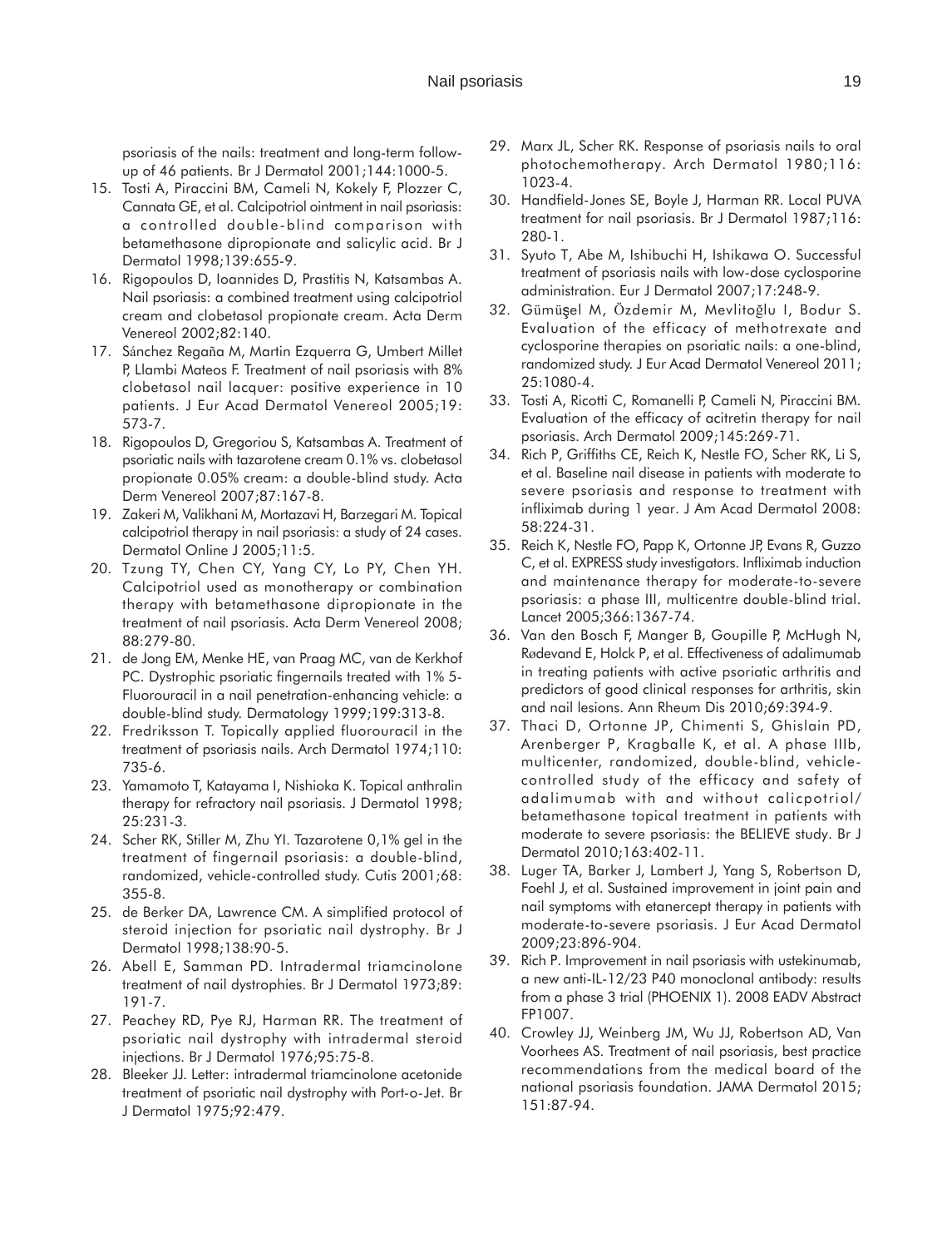psoriasis of the nails: treatment and long-term follow-up of 46 patients. Br J Dermatol 2001;144:1000-5.

15. Tosti A, Piraccini BM, Cameli N, Kokely F, Plozzer C, Cannata GE, et al. Calcipotriol ointment in nail psoriasis: a controlled double-blind comparison with betamethasone dipropionate and salicylic acid. Br J Dermatol 1998;139:655-9.
16. Rigopoulos D, Ioannides D, Prastitis N, Katsambas A. Nail psoriasis: a combined treatment using calcipotriol cream and clobetasol propionate cream. Acta Derm Venereol 2002;82:140.
17. Sánchez Regaña M, Martin Ezquerra G, Umbert Millet P, Llambi Mateos F. Treatment of nail psoriasis with 8% clobetasol nail lacquer: positive experience in 10 patients. J Eur Acad Dermatol Venereol 2005;19: 573-7.
18. Rigopoulos D, Gregoriou S, Katsambas A. Treatment of psoriatic nails with tazarotene cream 0.1% vs. clobetasol propionate 0.05% cream: a double-blind study. Acta Derm Venereol 2007;87:167-8.
19. Zakeri M, Valikhani M, Mortazavi H, Barzegari M. Topical calcipotriol therapy in nail psoriasis: a study of 24 cases. Dermatol Online J 2005;11:5.
20. Tzung TY, Chen CY, Yang CY, Lo PY, Chen YH. Calcipotriol used as monotherapy or combination therapy with betamethasone dipropionate in the treatment of nail psoriasis. Acta Derm Venereol 2008; 88:279-80.
21. de Jong EM, Menke HE, van Praag MC, van de Kerkhof PC. Dystrophic psoriatic fingernails treated with 1% 5-Fluorouracil in a nail penetration-enhancing vehicle: a double-blind study. Dermatology 1999;199:313-8.
22. Fredriksson T. Topically applied fluorouracil in the treatment of psoriasis nails. Arch Dermatol 1974;110: 735-6.
23. Yamamoto T, Katayama I, Nishioka K. Topical anthralin therapy for refractory nail psoriasis. J Dermatol 1998; 25:231-3.
24. Scher RK, Stiller M, Zhu YI. Tazarotene 0,1% gel in the treatment of fingernail psoriasis: a double-blind, randomized, vehicle-controlled study. Cutis 2001;68: 355-8.
25. de Berker DA, Lawrence CM. A simplified protocol of steroid injection for psoriatic nail dystrophy. Br J Dermatol 1998;138:90-5.
26. Abell E, Samman PD. Intradermal triamcinolone treatment of nail dystrophies. Br J Dermatol 1973;89: 191-7.
27. Peachey RD, Pye RJ, Harman RR. The treatment of psoriatic nail dystrophy with intradermal steroid injections. Br J Dermatol 1976;95:75-8.
28. Bleeker JJ. Letter: intradermal triamcinolone acetonide treatment of psoriatic nail dystrophy with Port-o-Jet. Br J Dermatol 1975;92:479.
29. Marx JL, Scher RK. Response of psoriasis nails to oral photochemotherapy. Arch Dermatol 1980;116: 1023-4.
30. Handfield-Jones SE, Boyle J, Harman RR. Local PUVA treatment for nail psoriasis. Br J Dermatol 1987;116: 280-1.
31. Syuto T, Abe M, Ishibuchi H, Ishikawa O. Successful treatment of psoriasis nails with low-dose cyclosporine administration. Eur J Dermatol 2007;17:248-9.
32. Gümüşel M, Özdemir M, Mevlitoğlu I, Bodur S. Evaluation of the efficacy of methotrexate and cyclosporine therapies on psoriatic nails: a one-blind, randomized study. J Eur Acad Dermatol Venereol 2011; 25:1080-4.
33. Tosti A, Ricotti C, Romanelli P, Cameli N, Piraccini BM. Evaluation of the efficacy of acitretin therapy for nail psoriasis. Arch Dermatol 2009;145:269-71.
34. Rich P, Griffiths CE, Reich K, Nestle FO, Scher RK, Li S, et al. Baseline nail disease in patients with moderate to severe psoriasis and response to treatment with infliximab during 1 year. J Am Acad Dermatol 2008: 58:224-31.
35. Reich K, Nestle FO, Papp K, Ortonne JP, Evans R, Guzzo C, et al. EXPRESS study investigators. Infliximab induction and maintenance therapy for moderate-to-severe psoriasis: a phase III, multicentre double-blind trial. Lancet 2005;366:1367-74.
36. Van den Bosch F, Manger B, Goupille P, McHugh N, Rødevand E, Holck P, et al. Effectiveness of adalimumab in treating patients with active psoriatic arthritis and predictors of good clinical responses for arthritis, skin and nail lesions. Ann Rheum Dis 2010;69:394-9.
37. Thaci D, Ortonne JP, Chimenti S, Ghislain PD, Arenberger P, Kragballe K, et al. A phase IIIb, multicenter, randomized, double-blind, vehicle-controlled study of the efficacy and safety of adalimumab with and without calicpotriol/ betamethasone topical treatment in patients with moderate to severe psoriasis: the BELIEVE study. Br J Dermatol 2010;163:402-11.
38. Luger TA, Barker J, Lambert J, Yang S, Robertson D, Foehl J, et al. Sustained improvement in joint pain and nail symptoms with etanercept therapy in patients with moderate-to-severe psoriasis. J Eur Acad Dermatol 2009;23:896-904.
39. Rich P. Improvement in nail psoriasis with ustekinumab, a new anti-IL-12/23 P40 monoclonal antibody: results from a phase 3 trial (PHOENIX 1). 2008 EADV Abstract FP1007.
40. Crowley JJ, Weinberg JM, Wu JJ, Robertson AD, Van Voorhees AS. Treatment of nail psoriasis, best practice recommendations from the medical board of the national psoriasis foundation. JAMA Dermatol 2015; 151:87-94.